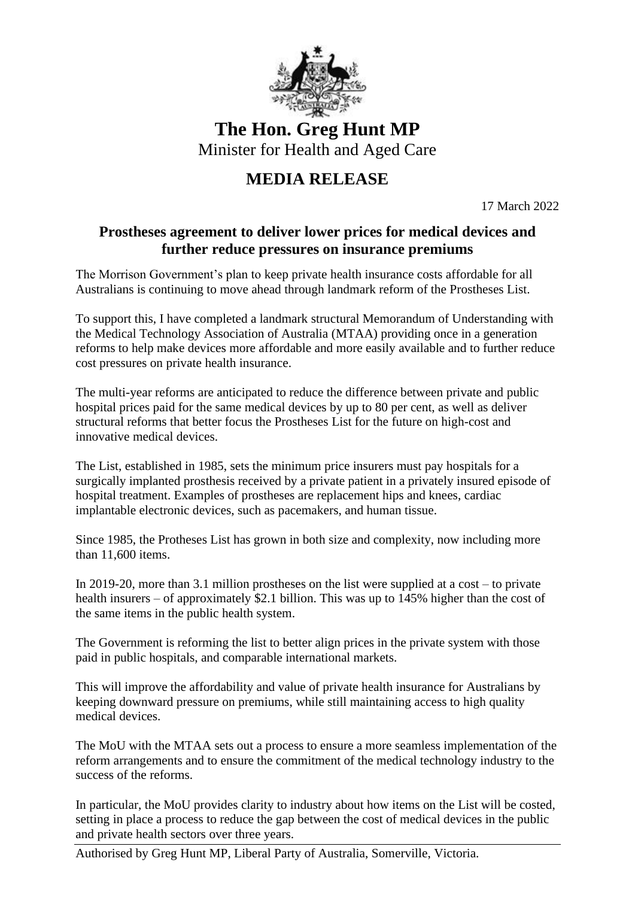# The Hon. Greg Hunt MP

Minister for Health and Aged Care

## MEDIA RELEASE

17 March 2022

### Prostheses agreement to deliver lower prices for medical devices and further reduce pressures on insurance premiums

The Morrison Government's plan to keep private health insurance costs affordable for all Australians is continuing to move ahead through landmark reform of the Prostheses List.

To support this, I have completed a landmark structural Memorandum of Understanding with the Medical Technology Association of Australia (MTAA) providing once in a generation reforms to help make devices more affordable and more easily available and to further reduce cost pressures on private health insurance.

The multi-year reforms are anticipated to reduce the difference between private and public hospital prices paid for the same medical devices by up to 80 per cent, as well as deliver structural reforms that better focus the Prostheses List for the future on high-cost and innovative medical devices.

The List, established in 1985, sets the minimum price insurers must pay hospitals for a surgically implanted prosthesis received by a private patient in a privately insured episode of hospital treatment. Examples of prostheses are replacement hips and knees, cardiac implantable electronic devices, such as pacemakers, and human tissue.

Since 1985, the Protheses List has grown in both size and complexity, now including more than 11,600 items.

In 2019-20, more than 3.1 million prostheses on the list were supplied at a cost – to private health insurers – of approximately $2.1 billion. This was up to 145% higher than the cost of the same items in the public health system.

The Government is reforming the list to better align prices in the private system with those paid in public hospitals, and comparable international markets.

This will improve the affordability and value of private health insurance for Australians by keeping downward pressure on premiums, while still maintaining access to high quality medical devices.

The MoU with the MTAA sets out a process to ensure a more seamless implementation of the reform arrangements and to ensure the commitment of the medical technology industry to the success of the reforms.

In particular, the MoU provides clarity to industry about how items on the List will be costed, setting in place a process to reduce the gap between the cost of medical devices in the public and private health sectors over three years.

Authorised by Greg Hunt MP, Liberal Party of Australia, Somerville, Victoria.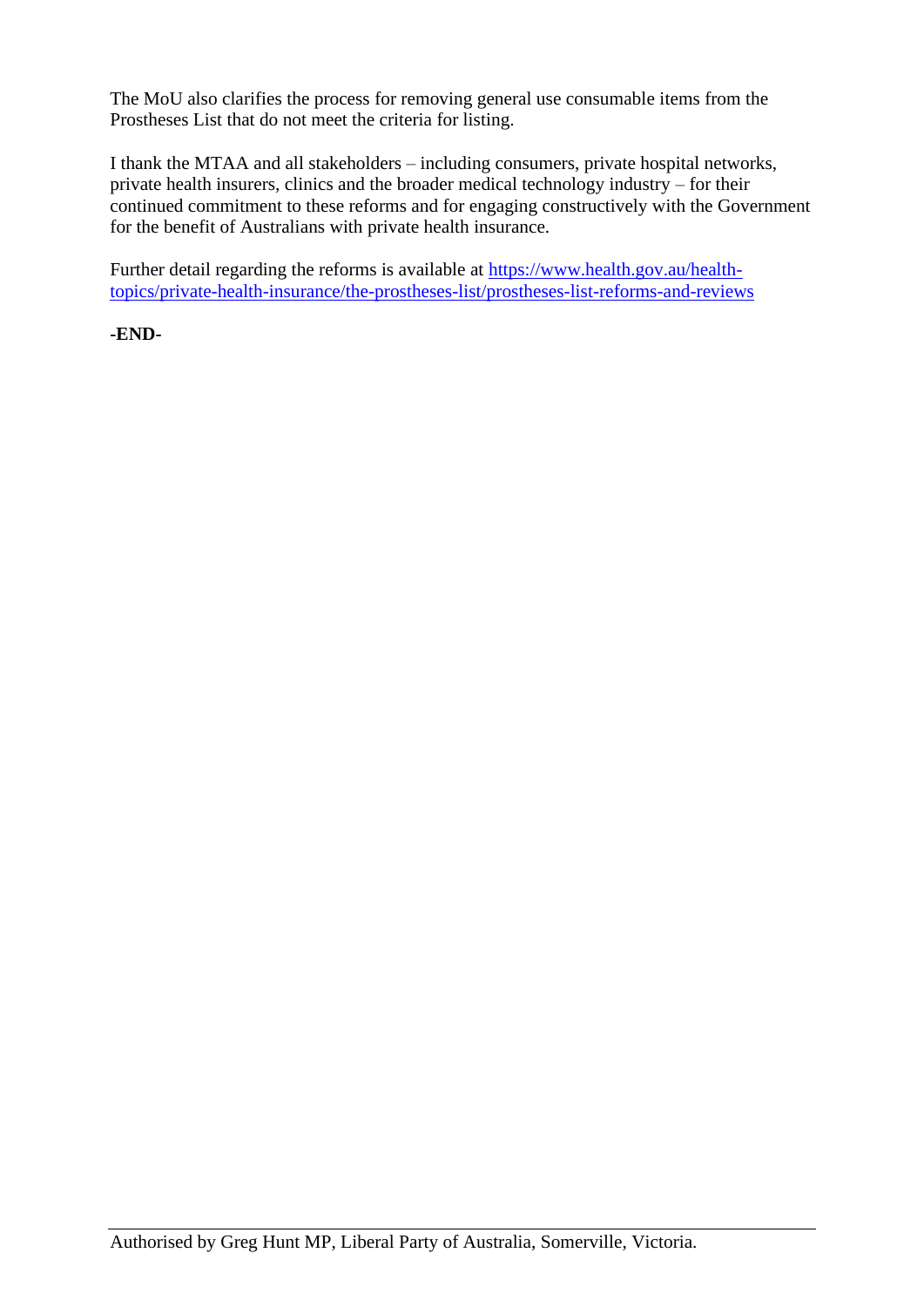The MoU also clarifies the process for removing general use consumable items from the Prostheses List that do not meet the criteria for listing.

I thank the MTAA and all stakeholders – including consumers, private hospital networks, private health insurers, clinics and the broader medical technology industry – for their continued commitment to these reforms and for engaging constructively with the Government for the benefit of Australians with private health insurance.

Further detail regarding the reforms is available at [https://www.health.gov.au/health-topics/private-health-insurance/the-prostheses-list/prostheses-list-reforms-and-reviews](https://www.health.gov.au/health-topics/private-health-insurance/the-prostheses-list/prostheses-list-reforms-and-reviews)

**-END-**

Authorised by Greg Hunt MP, Liberal Party of Australia, Somerville, Victoria.